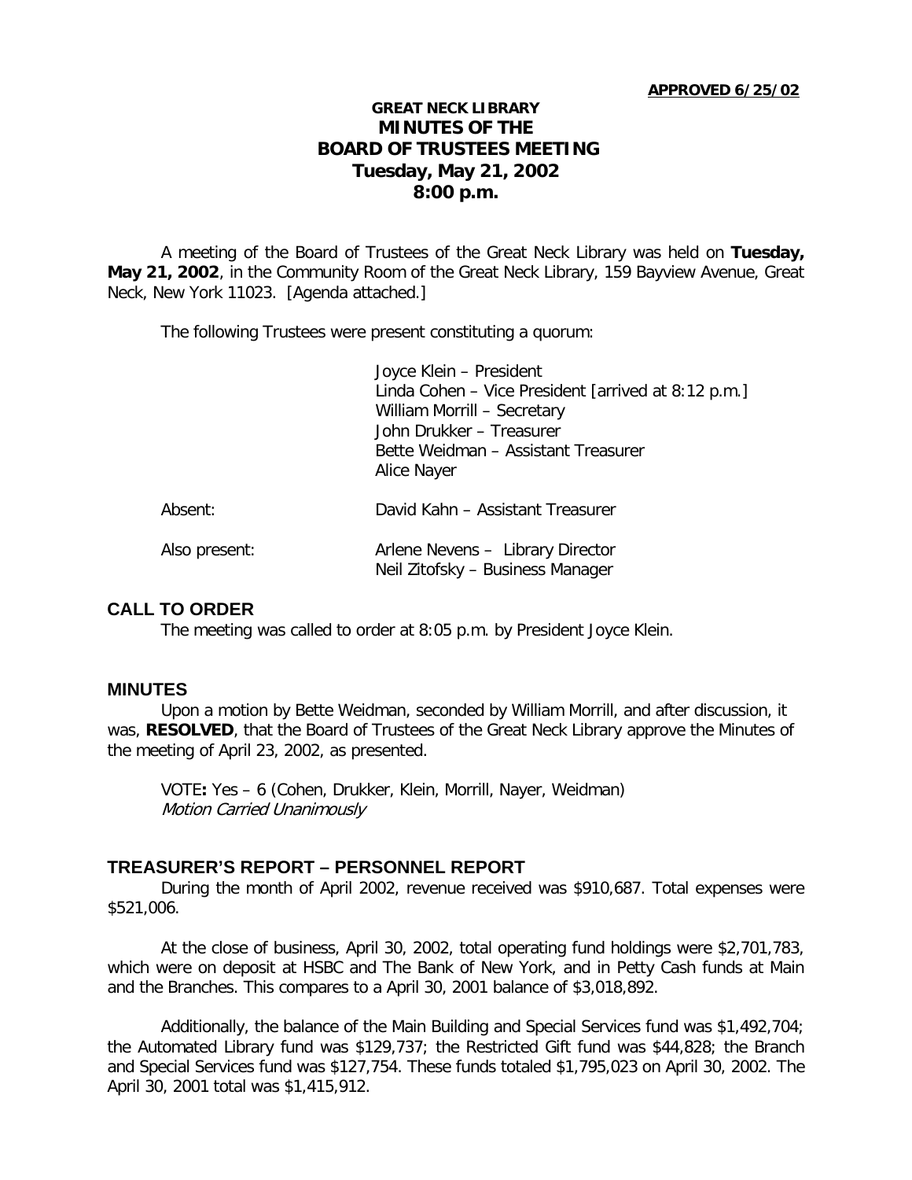**APPROVED 6/25/02**

# GREAT NECK LIBRARY
# MINUTES OF THE
# BOARD OF TRUSTEES MEETING
# Tuesday, May 21, 2002
# 8:00 p.m.

A meeting of the Board of Trustees of the Great Neck Library was held on **Tuesday, May 21, 2002**, in the Community Room of the Great Neck Library, 159 Bayview Avenue, Great Neck, New York 11023. [Agenda attached.]

The following Trustees were present constituting a quorum:

Joyce Klein – President
Linda Cohen – Vice President [arrived at 8:12 p.m.]
William Morrill – Secretary
John Drukker – Treasurer
Bette Weidman – Assistant Treasurer
Alice Nayer

Absent: David Kahn – Assistant Treasurer

Also present: Arlene Nevens – Library Director
Neil Zitofsky – Business Manager

## CALL TO ORDER

The meeting was called to order at 8:05 p.m. by President Joyce Klein.

## MINUTES

Upon a motion by Bette Weidman, seconded by William Morrill, and after discussion, it was, **RESOLVED**, that the Board of Trustees of the Great Neck Library approve the Minutes of the meeting of April 23, 2002, as presented.

VOTE**:** Yes – 6 (Cohen, Drukker, Klein, Morrill, Nayer, Weidman)
*Motion Carried Unanimously*

## TREASURER'S REPORT – PERSONNEL REPORT

During the month of April 2002, revenue received was $910,687. Total expenses were $521,006.

At the close of business, April 30, 2002, total operating fund holdings were $2,701,783, which were on deposit at HSBC and The Bank of New York, and in Petty Cash funds at Main and the Branches. This compares to a April 30, 2001 balance of $3,018,892.

Additionally, the balance of the Main Building and Special Services fund was $1,492,704; the Automated Library fund was $129,737; the Restricted Gift fund was $44,828; the Branch and Special Services fund was $127,754. These funds totaled $1,795,023 on April 30, 2002. The April 30, 2001 total was $1,415,912.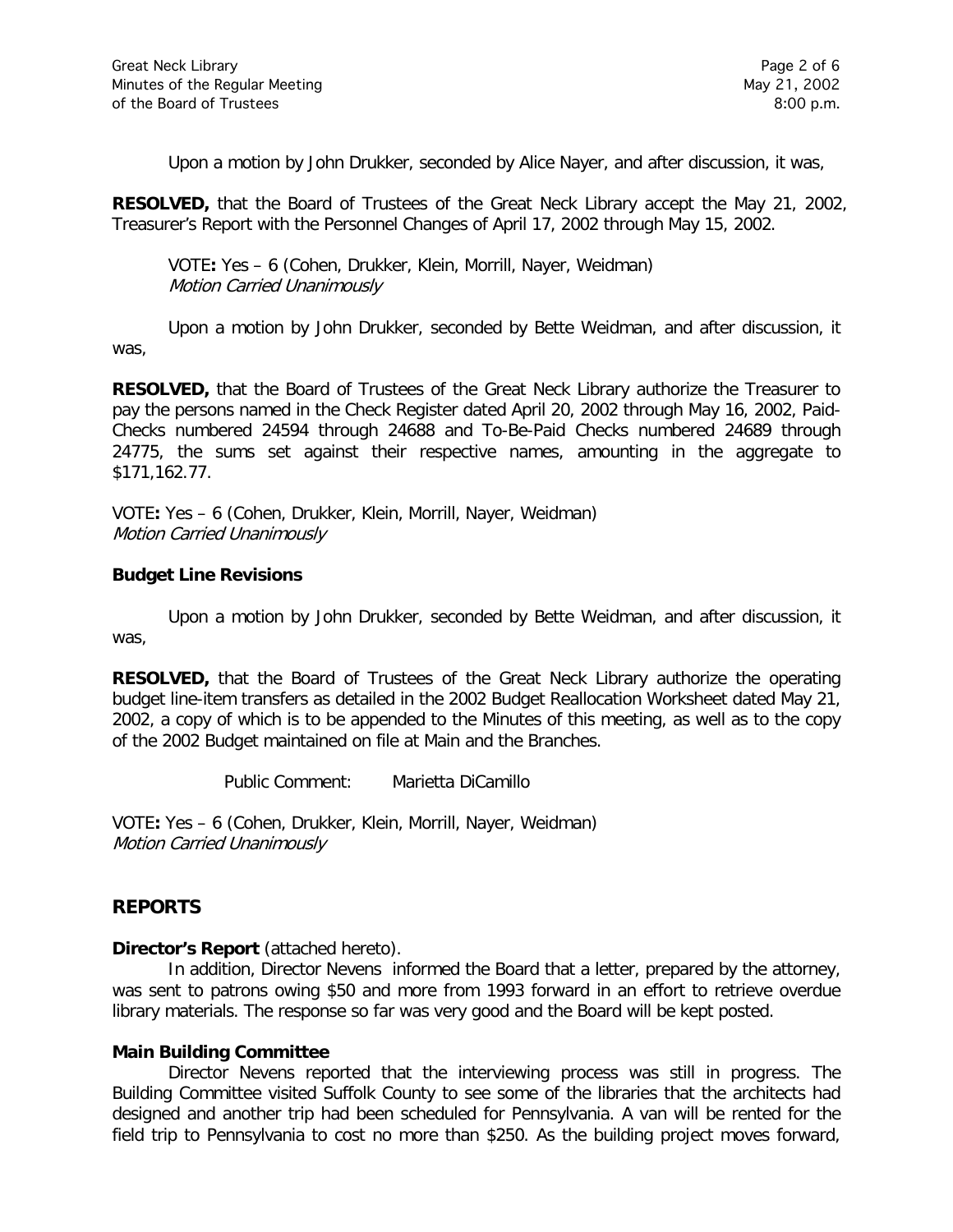Upon a motion by John Drukker, seconded by Alice Nayer, and after discussion, it was,

**RESOLVED,** that the Board of Trustees of the Great Neck Library accept the May 21, 2002, Treasurer's Report with the Personnel Changes of April 17, 2002 through May 15, 2002.

VOTE**:** Yes – 6 (Cohen, Drukker, Klein, Morrill, Nayer, Weidman)
*Motion Carried Unanimously*

Upon a motion by John Drukker, seconded by Bette Weidman, and after discussion, it was,

**RESOLVED,** that the Board of Trustees of the Great Neck Library authorize the Treasurer to pay the persons named in the Check Register dated April 20, 2002 through May 16, 2002, Paid-Checks numbered 24594 through 24688 and To-Be-Paid Checks numbered 24689 through 24775, the sums set against their respective names, amounting in the aggregate to $171,162.77.

VOTE**:** Yes – 6 (Cohen, Drukker, Klein, Morrill, Nayer, Weidman)
*Motion Carried Unanimously*

**Budget Line Revisions**

Upon a motion by John Drukker, seconded by Bette Weidman, and after discussion, it was,

**RESOLVED,** that the Board of Trustees of the Great Neck Library authorize the operating budget line-item transfers as detailed in the 2002 Budget Reallocation Worksheet dated May 21, 2002, a copy of which is to be appended to the Minutes of this meeting, as well as to the copy of the 2002 Budget maintained on file at Main and the Branches.

Public Comment: Marietta DiCamillo

VOTE**:** Yes – 6 (Cohen, Drukker, Klein, Morrill, Nayer, Weidman)
*Motion Carried Unanimously*

## REPORTS

**Director's Report** (attached hereto).

In addition, Director Nevens informed the Board that a letter, prepared by the attorney, was sent to patrons owing $50 and more from 1993 forward in an effort to retrieve overdue library materials. The response so far was very good and the Board will be kept posted.

**Main Building Committee**

Director Nevens reported that the interviewing process was still in progress. The Building Committee visited Suffolk County to see some of the libraries that the architects had designed and another trip had been scheduled for Pennsylvania. A van will be rented for the field trip to Pennsylvania to cost no more than $250. As the building project moves forward,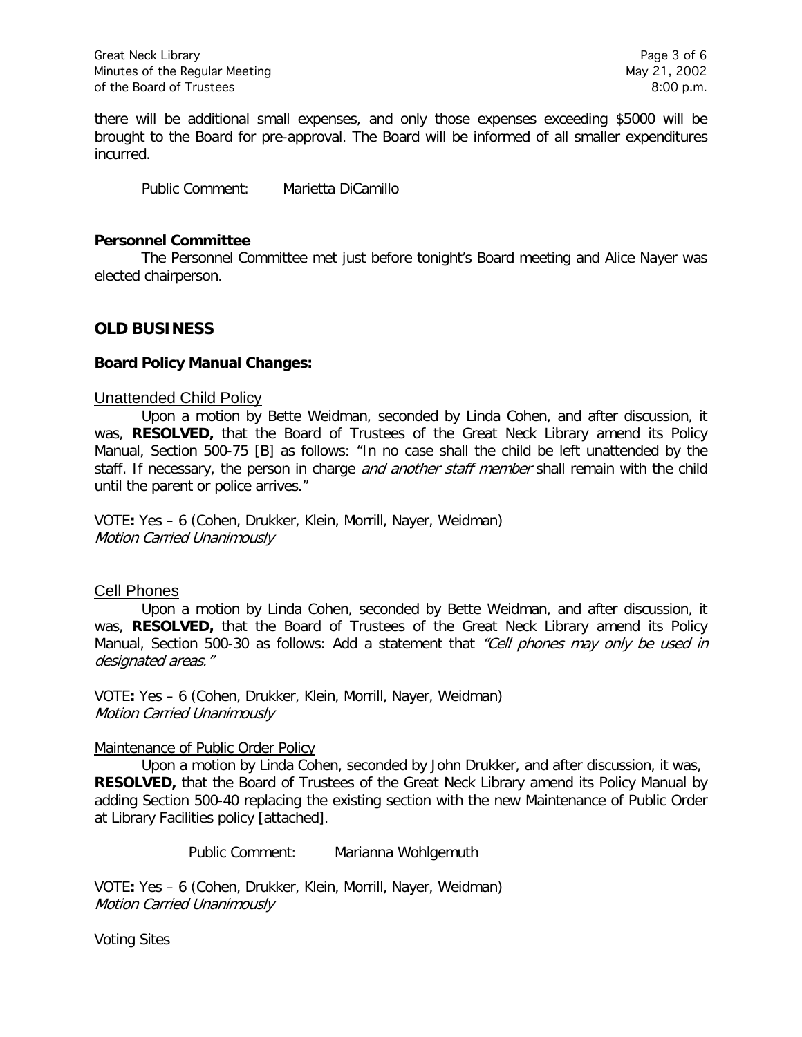there will be additional small expenses, and only those expenses exceeding $5000 will be brought to the Board for pre-approval. The Board will be informed of all smaller expenditures incurred.

Public Comment: Marietta DiCamillo

**Personnel Committee**

The Personnel Committee met just before tonight's Board meeting and Alice Nayer was elected chairperson.

## OLD BUSINESS

**Board Policy Manual Changes:**

Unattended Child Policy

Upon a motion by Bette Weidman, seconded by Linda Cohen, and after discussion, it was, **RESOLVED,** that the Board of Trustees of the Great Neck Library amend its Policy Manual, Section 500-75 [B] as follows: "In no case shall the child be left unattended by the staff. If necessary, the person in charge *and another staff member* shall remain with the child until the parent or police arrives."

VOTE**:** Yes – 6 (Cohen, Drukker, Klein, Morrill, Nayer, Weidman)
*Motion Carried Unanimously*

Cell Phones

Upon a motion by Linda Cohen, seconded by Bette Weidman, and after discussion, it was, **RESOLVED,** that the Board of Trustees of the Great Neck Library amend its Policy Manual, Section 500-30 as follows: Add a statement that *"Cell phones may only be used in designated areas."*

VOTE**:** Yes – 6 (Cohen, Drukker, Klein, Morrill, Nayer, Weidman)
*Motion Carried Unanimously*

Maintenance of Public Order Policy

Upon a motion by Linda Cohen, seconded by John Drukker, and after discussion, it was, **RESOLVED,** that the Board of Trustees of the Great Neck Library amend its Policy Manual by adding Section 500-40 replacing the existing section with the new Maintenance of Public Order at Library Facilities policy [attached].

Public Comment: Marianna Wohlgemuth

VOTE**:** Yes – 6 (Cohen, Drukker, Klein, Morrill, Nayer, Weidman)
*Motion Carried Unanimously*

Voting Sites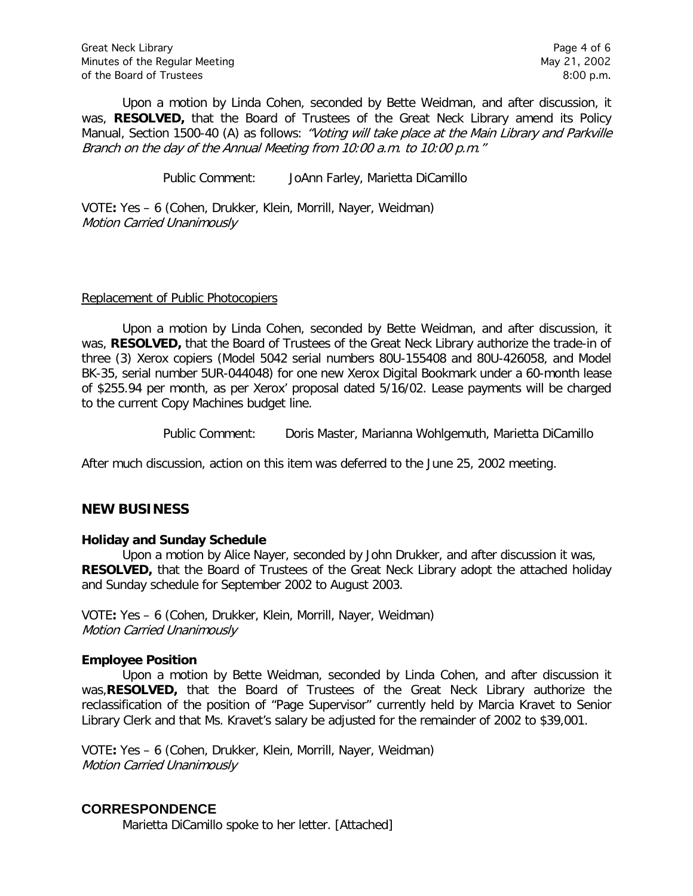Upon a motion by Linda Cohen, seconded by Bette Weidman, and after discussion, it was, **RESOLVED,** that the Board of Trustees of the Great Neck Library amend its Policy Manual, Section 1500-40 (A) as follows: *"Voting will take place at the Main Library and Parkville Branch on the day of the Annual Meeting from 10:00 a.m. to 10:00 p.m."*

Public Comment: JoAnn Farley, Marietta DiCamillo

VOTE**:** Yes – 6 (Cohen, Drukker, Klein, Morrill, Nayer, Weidman)
*Motion Carried Unanimously*

Replacement of Public Photocopiers

Upon a motion by Linda Cohen, seconded by Bette Weidman, and after discussion, it was, **RESOLVED,** that the Board of Trustees of the Great Neck Library authorize the trade-in of three (3) Xerox copiers (Model 5042 serial numbers 80U-155408 and 80U-426058, and Model BK-35, serial number 5UR-044048) for one new Xerox Digital Bookmark under a 60-month lease of $255.94 per month, as per Xerox' proposal dated 5/16/02. Lease payments will be charged to the current Copy Machines budget line.

Public Comment: Doris Master, Marianna Wohlgemuth, Marietta DiCamillo

After much discussion, action on this item was deferred to the June 25, 2002 meeting.

## NEW BUSINESS

### Holiday and Sunday Schedule

Upon a motion by Alice Nayer, seconded by John Drukker, and after discussion it was, **RESOLVED,** that the Board of Trustees of the Great Neck Library adopt the attached holiday and Sunday schedule for September 2002 to August 2003.

VOTE**:** Yes – 6 (Cohen, Drukker, Klein, Morrill, Nayer, Weidman)
*Motion Carried Unanimously*

### Employee Position

Upon a motion by Bette Weidman, seconded by Linda Cohen, and after discussion it was,**RESOLVED,** that the Board of Trustees of the Great Neck Library authorize the reclassification of the position of "Page Supervisor" currently held by Marcia Kravet to Senior Library Clerk and that Ms. Kravet's salary be adjusted for the remainder of 2002 to $39,001.

VOTE**:** Yes – 6 (Cohen, Drukker, Klein, Morrill, Nayer, Weidman)
*Motion Carried Unanimously*

## CORRESPONDENCE

Marietta DiCamillo spoke to her letter. [Attached]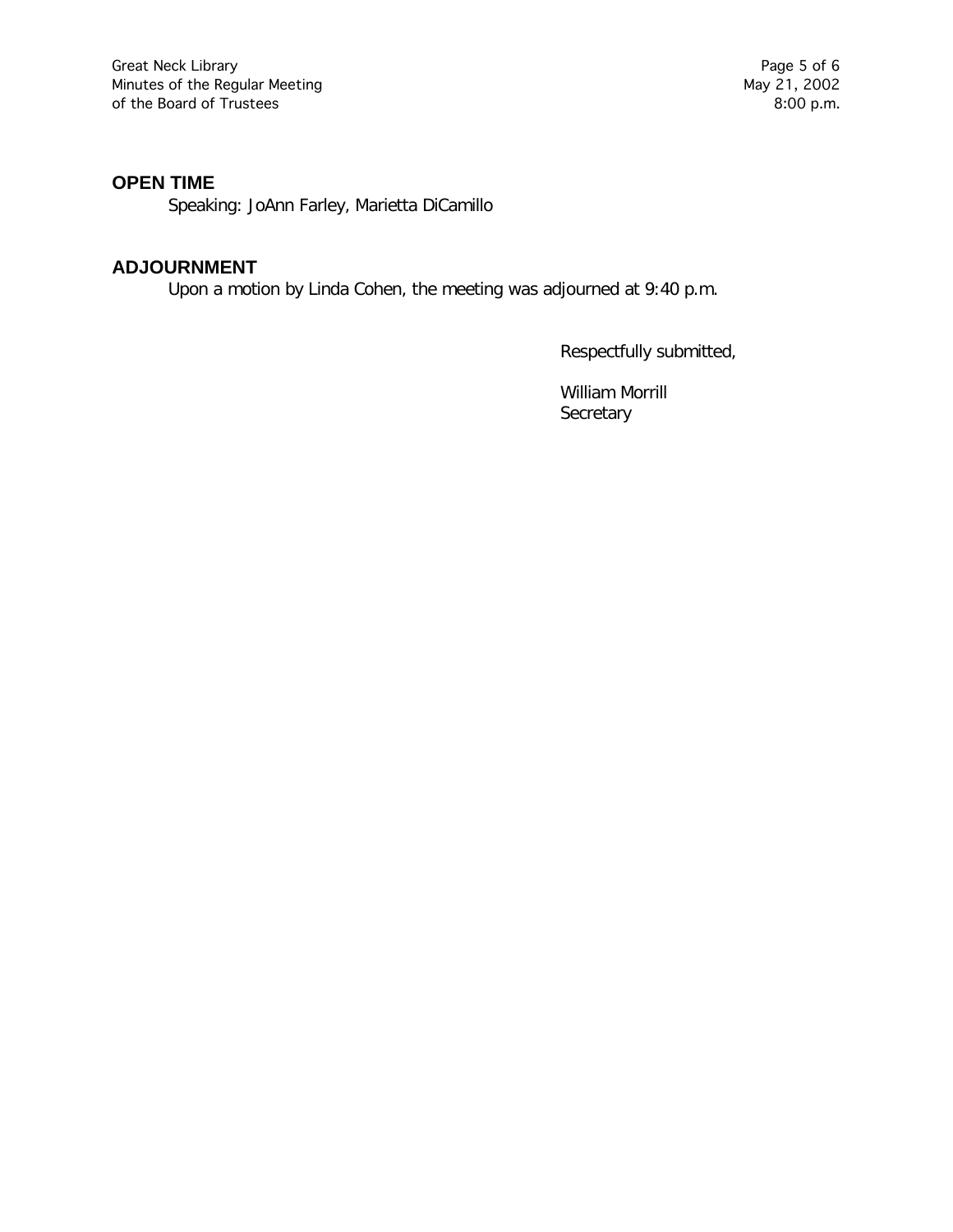## OPEN TIME

Speaking: JoAnn Farley, Marietta DiCamillo

## ADJOURNMENT

Upon a motion by Linda Cohen, the meeting was adjourned at 9:40 p.m.

Respectfully submitted,

William Morrill
Secretary